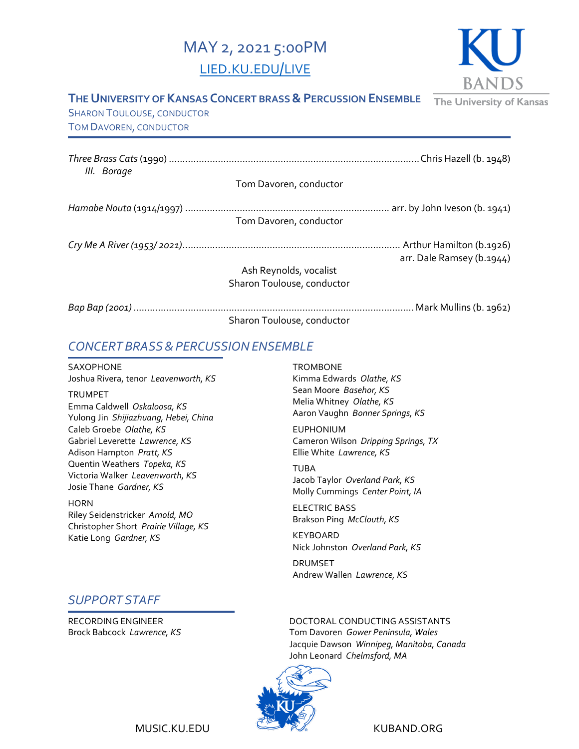# MAY 2, 2021 5:00PM

LIED.KU.EDU/LIVE

## THE UNIVERSITY OF KANSAS CONCERT BRASS & PERCUSSION ENSEMBLE

SHARON TOULOUSE, CONDUCTOR
TOM DAVOREN, CONDUCTOR

*Three Brass Cats* (1990) .......... Chris Hazell (b. 1948)
*III. Borage*

Tom Davoren, conductor

*Hamabe Nouta* (1914/1997) .......... arr. by John Iveson (b. 1941)

Tom Davoren, conductor

*Cry Me A River (1953/ 2021)*.......... Arthur Hamilton (b.1926)
arr. Dale Ramsey (b.1944)

Ash Reynolds, vocalist
Sharon Toulouse, conductor

*Bap Bap (2001)* .......... Mark Mullins (b. 1962)

Sharon Toulouse, conductor

## *CONCERT BRASS & PERCUSSION ENSEMBLE*

SAXOPHONE
Joshua Rivera, tenor *Leavenworth, KS*

TRUMPET
Emma Caldwell *Oskaloosa, KS*
Yulong Jin *Shijiazhuang, Hebei, China*
Caleb Groebe *Olathe, KS*
Gabriel Leverette *Lawrence, KS*
Adison Hampton *Pratt, KS*
Quentin Weathers *Topeka, KS*
Victoria Walker *Leavenworth, KS*
Josie Thane *Gardner, KS*

HORN
Riley Seidenstricker *Arnold, MO*
Christopher Short *Prairie Village, KS*
Katie Long *Gardner, KS*

TROMBONE
Kimma Edwards *Olathe, KS*
Sean Moore *Basehor, KS*
Melia Whitney *Olathe, KS*
Aaron Vaughn *Bonner Springs, KS*

EUPHONIUM
Cameron Wilson *Dripping Springs, TX*
Ellie White *Lawrence, KS*

TUBA
Jacob Taylor *Overland Park, KS*
Molly Cummings *Center Point, IA*

ELECTRIC BASS
Brakson Ping *McClouth, KS*

KEYBOARD
Nick Johnston *Overland Park, KS*

DRUMSET
Andrew Wallen *Lawrence, KS*

## *SUPPORT STAFF*

RECORDING ENGINEER
Brock Babcock *Lawrence, KS*

DOCTORAL CONDUCTING ASSISTANTS
Tom Davoren *Gower Peninsula, Wales*
Jacquie Dawson *Winnipeg, Manitoba, Canada*
John Leonard *Chelmsford, MA*

MUSIC.KU.EDU KUBAND.ORG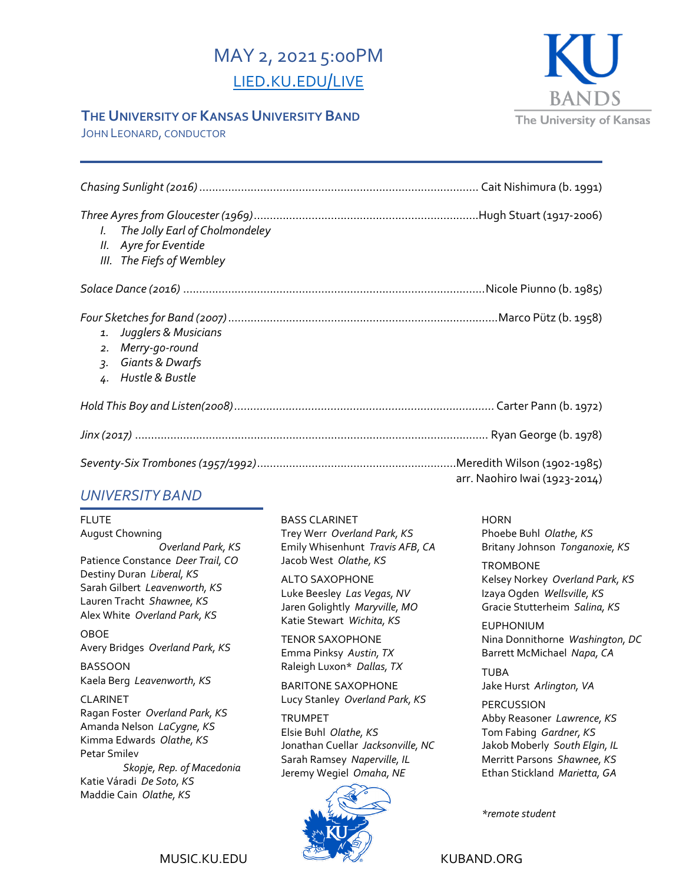MAY 2, 2021 5:00PM

LIED.KU.EDU/LIVE

## THE UNIVERSITY OF KANSAS UNIVERSITY BAND

JOHN LEONARD, CONDUCTOR

---

*Chasing Sunlight (2016)* ........ Cait Nishimura (b. 1991)

*Three Ayres from Gloucester (1969)* ........ Hugh Stuart (1917-2006)

I. *The Jolly Earl of Cholmondeley*
II. *Ayre for Eventide*
III. *The Fiefs of Wembley*

*Solace Dance (2016)* ........ Nicole Piunno (b. 1985)

*Four Sketches for Band (2007)* ........ Marco Pütz (b. 1958)

1. *Jugglers & Musicians*
2. *Merry-go-round*
3. *Giants & Dwarfs*
4. *Hustle & Bustle*

*Hold This Boy and Listen(2008)* ........ Carter Pann (b. 1972)

*Jinx (2017)* ........ Ryan George (b. 1978)

*Seventy-Six Trombones (1957/1992)* ........ Meredith Wilson (1902-1985)
arr. Naohiro Iwai (1923-2014)

## *UNIVERSITY BAND*

FLUTE
August Chowning *Overland Park, KS*
Patience Constance *Deer Trail, CO*
Destiny Duran *Liberal, KS*
Sarah Gilbert *Leavenworth, KS*
Lauren Tracht *Shawnee, KS*
Alex White *Overland Park, KS*

OBOE
Avery Bridges *Overland Park, KS*

BASSOON
Kaela Berg *Leavenworth, KS*

CLARINET
Ragan Foster *Overland Park, KS*
Amanda Nelson *LaCygne, KS*
Kimma Edwards *Olathe, KS*
Petar Smilev *Skopje, Rep. of Macedonia*
Katie Váradi *De Soto, KS*
Maddie Cain *Olathe, KS*

BASS CLARINET
Trey Werr *Overland Park, KS*
Emily Whisenhunt *Travis AFB, CA*
Jacob West *Olathe, KS*

ALTO SAXOPHONE
Luke Beesley *Las Vegas, NV*
Jaren Golightly *Maryville, MO*
Katie Stewart *Wichita, KS*

TENOR SAXOPHONE
Emma Pinksy *Austin, TX*
Raleigh Luxon* *Dallas, TX*

BARITONE SAXOPHONE
Lucy Stanley *Overland Park, KS*

TRUMPET
Elsie Buhl *Olathe, KS*
Jonathan Cuellar *Jacksonville, NC*
Sarah Ramsey *Naperville, IL*
Jeremy Wegiel *Omaha, NE*

HORN
Phoebe Buhl *Olathe, KS*
Britany Johnson *Tonganoxie, KS*

TROMBONE
Kelsey Norkey *Overland Park, KS*
Izaya Ogden *Wellsville, KS*
Gracie Stutterheim *Salina, KS*

EUPHONIUM
Nina Donnithorne *Washington, DC*
Barrett McMichael *Napa, CA*

TUBA
Jake Hurst *Arlington, VA*

PERCUSSION
Abby Reasoner *Lawrence, KS*
Tom Fabing *Gardner, KS*
Jakob Moberly *South Elgin, IL*
Merritt Parsons *Shawnee, KS*
Ethan Stickland *Marietta, GA*

**remote student*

MUSIC.KU.EDU

KUBAND.ORG